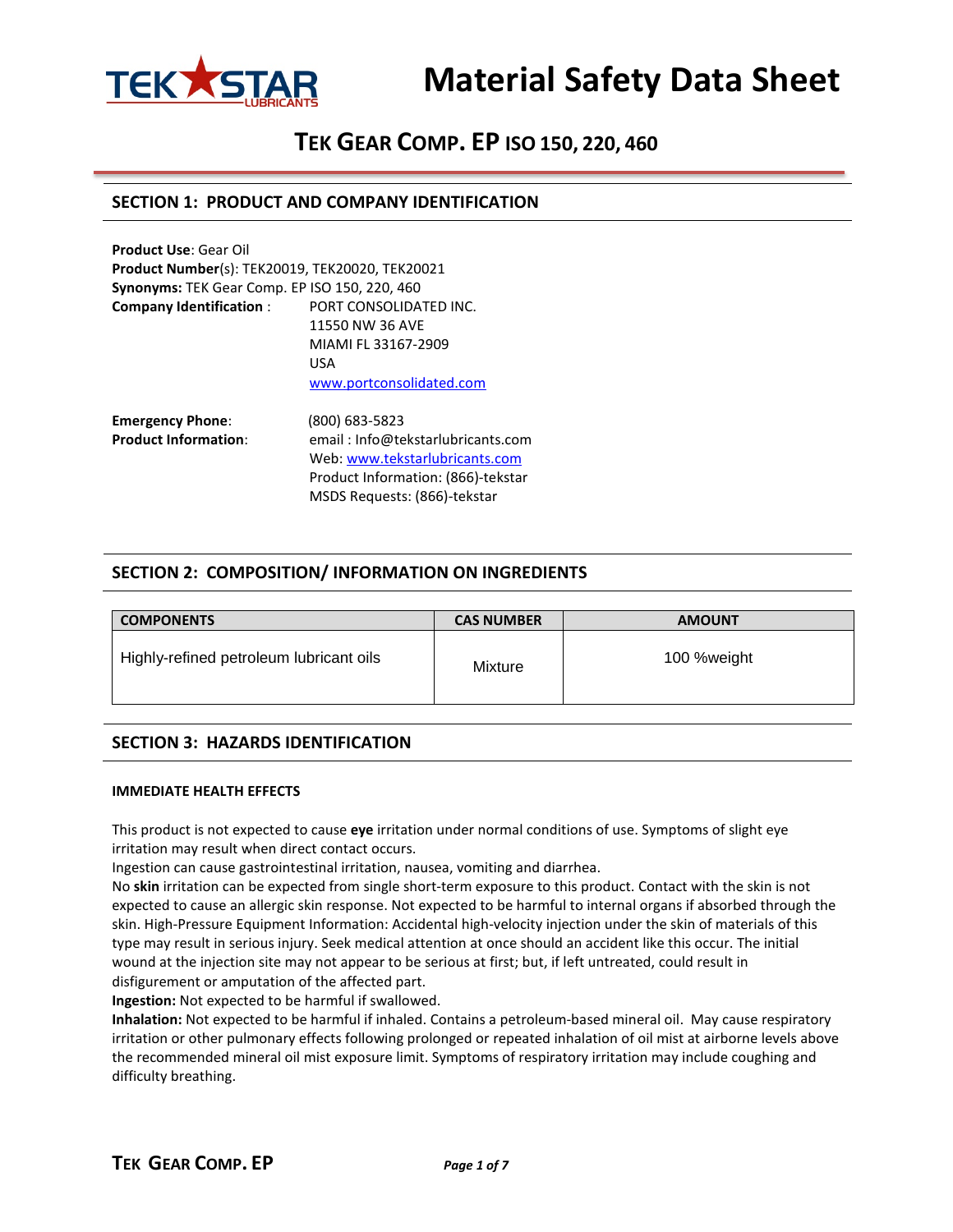# Material Safety Data Sheet

## TEK GEAR COMP. EP ISO 150, 220, 460

## SECTION 1: PRODUCT AND COMPANY IDENTIFICATION

**Product Use**: Gear Oil
**Product Number**(s): TEK20019, TEK20020, TEK20021
**Synonyms:** TEK Gear Comp. EP ISO 150, 220, 460
**Company Identification** : PORT CONSOLIDATED INC.
11550 NW 36 AVE
MIAMI FL 33167-2909
USA
www.portconsolidated.com

**Emergency Phone**: (800) 683-5823
**Product Information**: email : Info@tekstarlubricants.com
Web: www.tekstarlubricants.com
Product Information: (866)-tekstar
MSDS Requests: (866)-tekstar

## SECTION 2: COMPOSITION/ INFORMATION ON INGREDIENTS

| COMPONENTS | CAS NUMBER | AMOUNT |
|---|---|---|
| Highly-refined petroleum lubricant oils | Mixture | 100 %weight |

## SECTION 3: HAZARDS IDENTIFICATION

### IMMEDIATE HEALTH EFFECTS

This product is not expected to cause **eye** irritation under normal conditions of use. Symptoms of slight eye irritation may result when direct contact occurs.
Ingestion can cause gastrointestinal irritation, nausea, vomiting and diarrhea.
No **skin** irritation can be expected from single short-term exposure to this product. Contact with the skin is not expected to cause an allergic skin response. Not expected to be harmful to internal organs if absorbed through the skin. High-Pressure Equipment Information: Accidental high-velocity injection under the skin of materials of this type may result in serious injury. Seek medical attention at once should an accident like this occur. The initial wound at the injection site may not appear to be serious at first; but, if left untreated, could result in disfigurement or amputation of the affected part.
**Ingestion:** Not expected to be harmful if swallowed.
**Inhalation:** Not expected to be harmful if inhaled. Contains a petroleum-based mineral oil. May cause respiratory irritation or other pulmonary effects following prolonged or repeated inhalation of oil mist at airborne levels above the recommended mineral oil mist exposure limit. Symptoms of respiratory irritation may include coughing and difficulty breathing.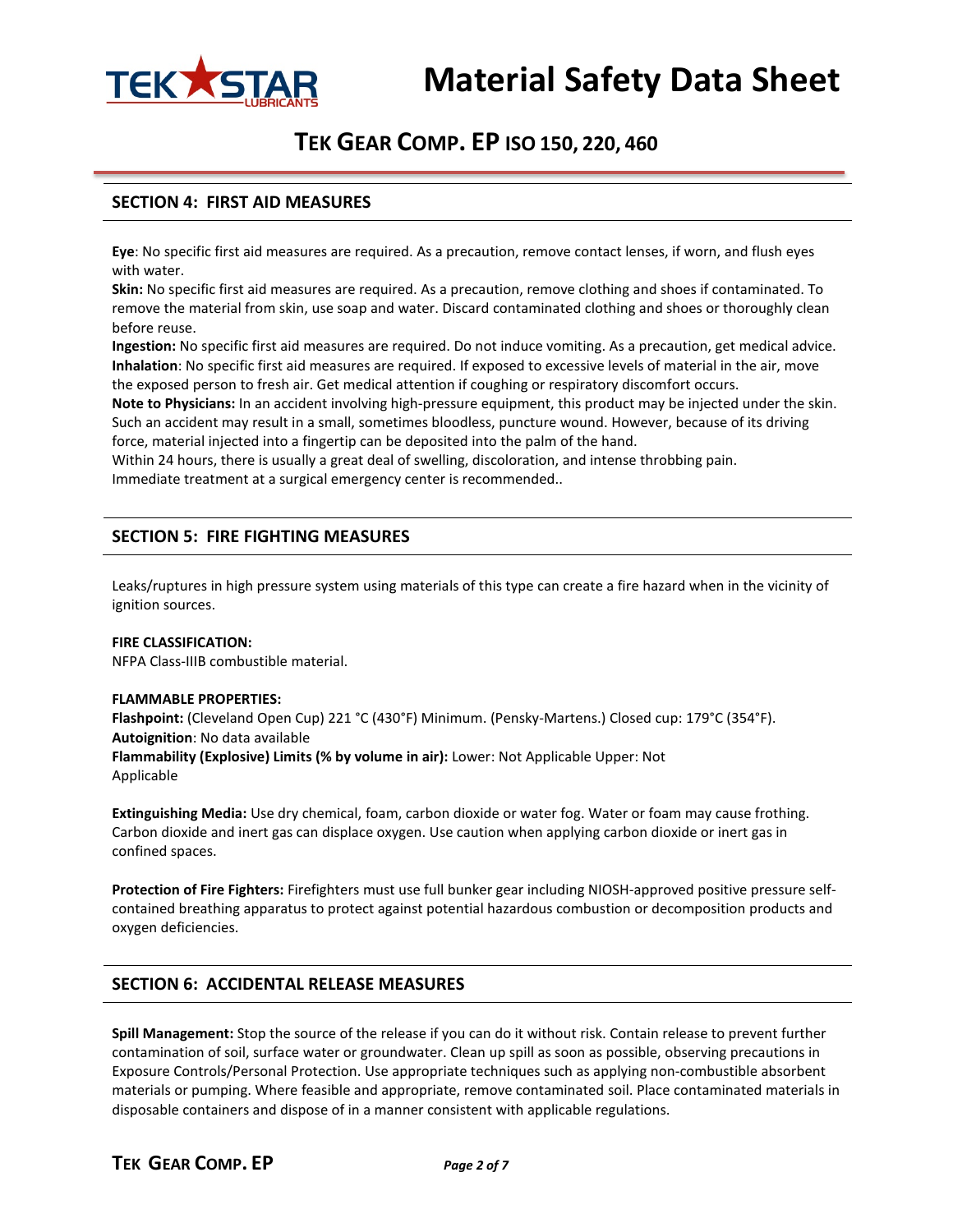## SECTION 4: FIRST AID MEASURES

**Eye**: No specific first aid measures are required. As a precaution, remove contact lenses, if worn, and flush eyes with water.
**Skin:** No specific first aid measures are required. As a precaution, remove clothing and shoes if contaminated. To remove the material from skin, use soap and water. Discard contaminated clothing and shoes or thoroughly clean before reuse.
**Ingestion:** No specific first aid measures are required. Do not induce vomiting. As a precaution, get medical advice.
**Inhalation**: No specific first aid measures are required. If exposed to excessive levels of material in the air, move the exposed person to fresh air. Get medical attention if coughing or respiratory discomfort occurs.
**Note to Physicians:** In an accident involving high-pressure equipment, this product may be injected under the skin. Such an accident may result in a small, sometimes bloodless, puncture wound. However, because of its driving force, material injected into a fingertip can be deposited into the palm of the hand.
Within 24 hours, there is usually a great deal of swelling, discoloration, and intense throbbing pain.
Immediate treatment at a surgical emergency center is recommended..

## SECTION 5: FIRE FIGHTING MEASURES

Leaks/ruptures in high pressure system using materials of this type can create a fire hazard when in the vicinity of ignition sources.

**FIRE CLASSIFICATION:**
NFPA Class-IIIB combustible material.

**FLAMMABLE PROPERTIES:**
**Flashpoint:** (Cleveland Open Cup) 221 °C (430°F) Minimum. (Pensky-Martens.) Closed cup: 179°C (354°F).
**Autoignition**: No data available
**Flammability (Explosive) Limits (% by volume in air):** Lower: Not Applicable Upper: Not Applicable

**Extinguishing Media:** Use dry chemical, foam, carbon dioxide or water fog. Water or foam may cause frothing. Carbon dioxide and inert gas can displace oxygen. Use caution when applying carbon dioxide or inert gas in confined spaces.

**Protection of Fire Fighters:** Firefighters must use full bunker gear including NIOSH-approved positive pressure self-contained breathing apparatus to protect against potential hazardous combustion or decomposition products and oxygen deficiencies.

## SECTION 6: ACCIDENTAL RELEASE MEASURES

**Spill Management:** Stop the source of the release if you can do it without risk. Contain release to prevent further contamination of soil, surface water or groundwater. Clean up spill as soon as possible, observing precautions in Exposure Controls/Personal Protection. Use appropriate techniques such as applying non-combustible absorbent materials or pumping. Where feasible and appropriate, remove contaminated soil. Place contaminated materials in disposable containers and dispose of in a manner consistent with applicable regulations.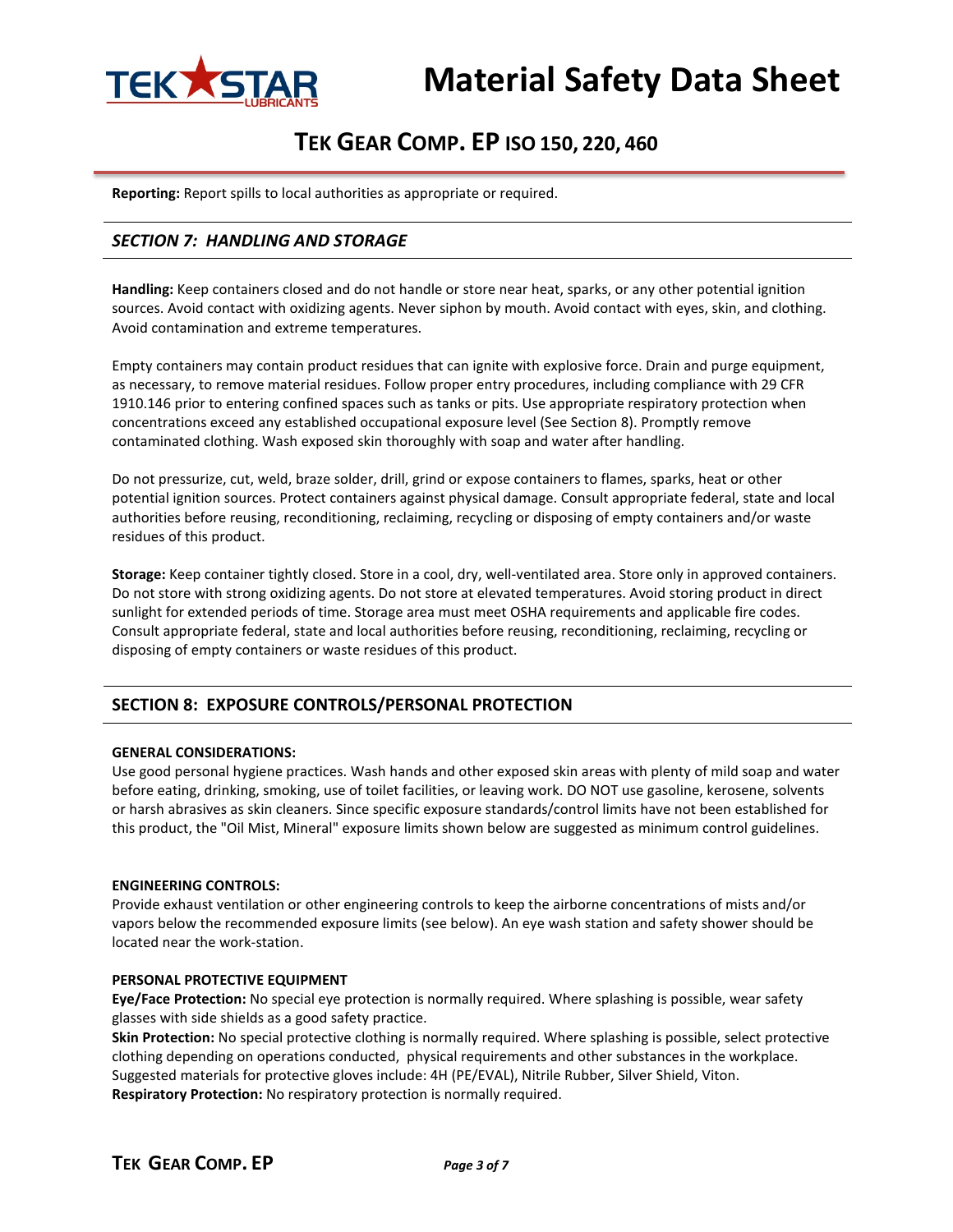**Reporting:** Report spills to local authorities as appropriate or required.

## *SECTION 7: HANDLING AND STORAGE*

**Handling:** Keep containers closed and do not handle or store near heat, sparks, or any other potential ignition sources. Avoid contact with oxidizing agents. Never siphon by mouth. Avoid contact with eyes, skin, and clothing. Avoid contamination and extreme temperatures.

Empty containers may contain product residues that can ignite with explosive force. Drain and purge equipment, as necessary, to remove material residues. Follow proper entry procedures, including compliance with 29 CFR 1910.146 prior to entering confined spaces such as tanks or pits. Use appropriate respiratory protection when concentrations exceed any established occupational exposure level (See Section 8). Promptly remove contaminated clothing. Wash exposed skin thoroughly with soap and water after handling.

Do not pressurize, cut, weld, braze solder, drill, grind or expose containers to flames, sparks, heat or other potential ignition sources. Protect containers against physical damage. Consult appropriate federal, state and local authorities before reusing, reconditioning, reclaiming, recycling or disposing of empty containers and/or waste residues of this product.

**Storage:** Keep container tightly closed. Store in a cool, dry, well-ventilated area. Store only in approved containers. Do not store with strong oxidizing agents. Do not store at elevated temperatures. Avoid storing product in direct sunlight for extended periods of time. Storage area must meet OSHA requirements and applicable fire codes. Consult appropriate federal, state and local authorities before reusing, reconditioning, reclaiming, recycling or disposing of empty containers or waste residues of this product.

## SECTION 8: EXPOSURE CONTROLS/PERSONAL PROTECTION

**GENERAL CONSIDERATIONS:**
Use good personal hygiene practices. Wash hands and other exposed skin areas with plenty of mild soap and water before eating, drinking, smoking, use of toilet facilities, or leaving work. DO NOT use gasoline, kerosene, solvents or harsh abrasives as skin cleaners. Since specific exposure standards/control limits have not been established for this product, the "Oil Mist, Mineral" exposure limits shown below are suggested as minimum control guidelines.

**ENGINEERING CONTROLS:**
Provide exhaust ventilation or other engineering controls to keep the airborne concentrations of mists and/or vapors below the recommended exposure limits (see below). An eye wash station and safety shower should be located near the work-station.

**PERSONAL PROTECTIVE EQUIPMENT**
**Eye/Face Protection:** No special eye protection is normally required. Where splashing is possible, wear safety glasses with side shields as a good safety practice.
**Skin Protection:** No special protective clothing is normally required. Where splashing is possible, select protective clothing depending on operations conducted, physical requirements and other substances in the workplace. Suggested materials for protective gloves include: 4H (PE/EVAL), Nitrile Rubber, Silver Shield, Viton.
**Respiratory Protection:** No respiratory protection is normally required.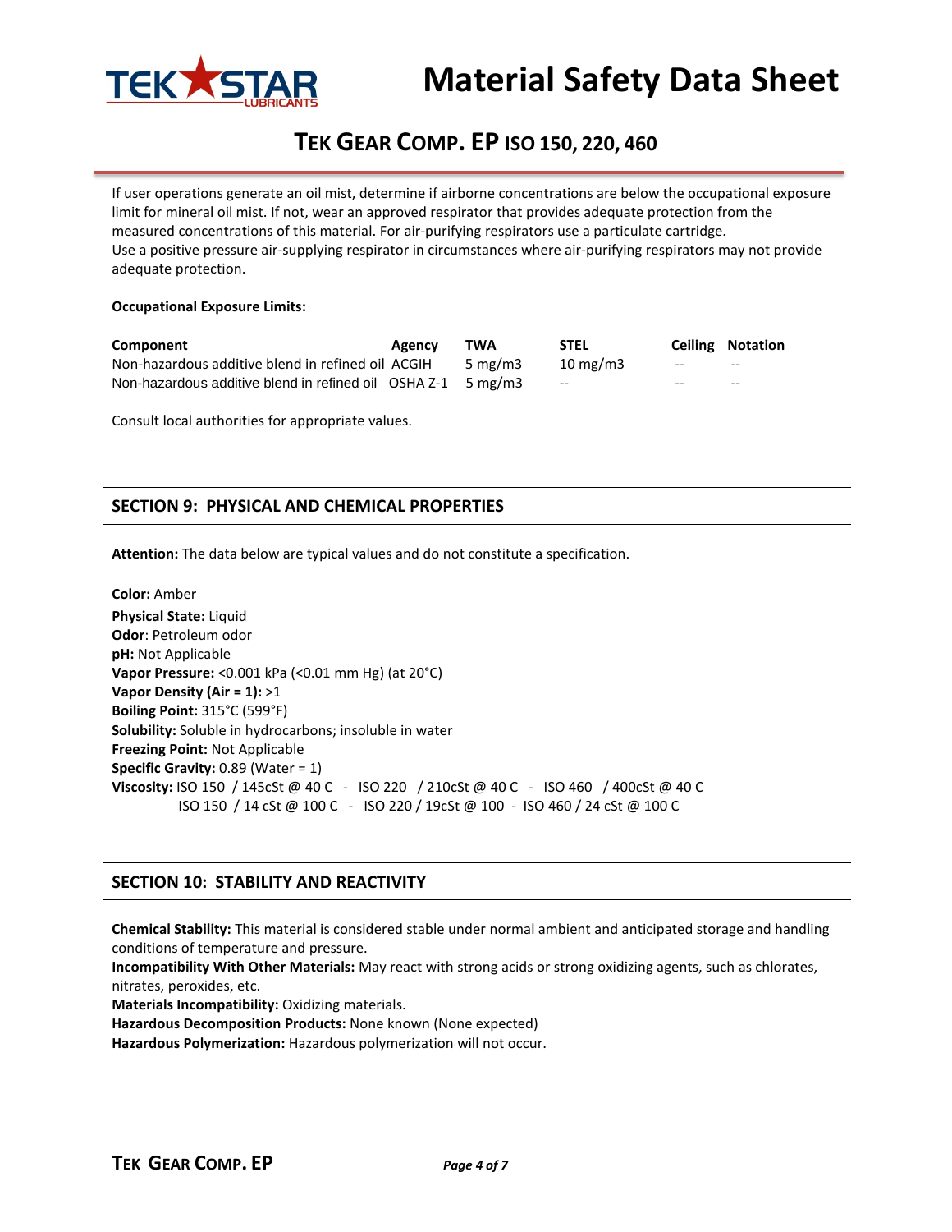If user operations generate an oil mist, determine if airborne concentrations are below the occupational exposure limit for mineral oil mist. If not, wear an approved respirator that provides adequate protection from the measured concentrations of this material. For air-purifying respirators use a particulate cartridge.
Use a positive pressure air-supplying respirator in circumstances where air-purifying respirators may not provide adequate protection.

**Occupational Exposure Limits:**

| Component | Agency | TWA | STEL | Ceiling | Notation |
|---|---|---|---|---|---|
| Non-hazardous additive blend in refined oil | ACGIH | 5 mg/m3 | 10 mg/m3 | -- | -- |
| Non-hazardous additive blend in refined oil | OSHA Z-1 | 5 mg/m3 | -- | -- | -- |

Consult local authorities for appropriate values.

## SECTION 9: PHYSICAL AND CHEMICAL PROPERTIES

**Attention:** The data below are typical values and do not constitute a specification.

**Color:** Amber
**Physical State:** Liquid
**Odor**: Petroleum odor
**pH:** Not Applicable
**Vapor Pressure:** <0.001 kPa (<0.01 mm Hg) (at 20°C)
**Vapor Density (Air = 1):** >1
**Boiling Point:** 315°C (599°F)
**Solubility:** Soluble in hydrocarbons; insoluble in water
**Freezing Point:** Not Applicable
**Specific Gravity:** 0.89 (Water = 1)
**Viscosity:** ISO 150 / 145cSt @ 40 C - ISO 220 / 210cSt @ 40 C - ISO 460 / 400cSt @ 40 C
ISO 150 / 14 cSt @ 100 C - ISO 220 / 19cSt @ 100 - ISO 460 / 24 cSt @ 100 C

## SECTION 10: STABILITY AND REACTIVITY

**Chemical Stability:** This material is considered stable under normal ambient and anticipated storage and handling conditions of temperature and pressure.
**Incompatibility With Other Materials:** May react with strong acids or strong oxidizing agents, such as chlorates, nitrates, peroxides, etc.
**Materials Incompatibility:** Oxidizing materials.
**Hazardous Decomposition Products:** None known (None expected)
**Hazardous Polymerization:** Hazardous polymerization will not occur.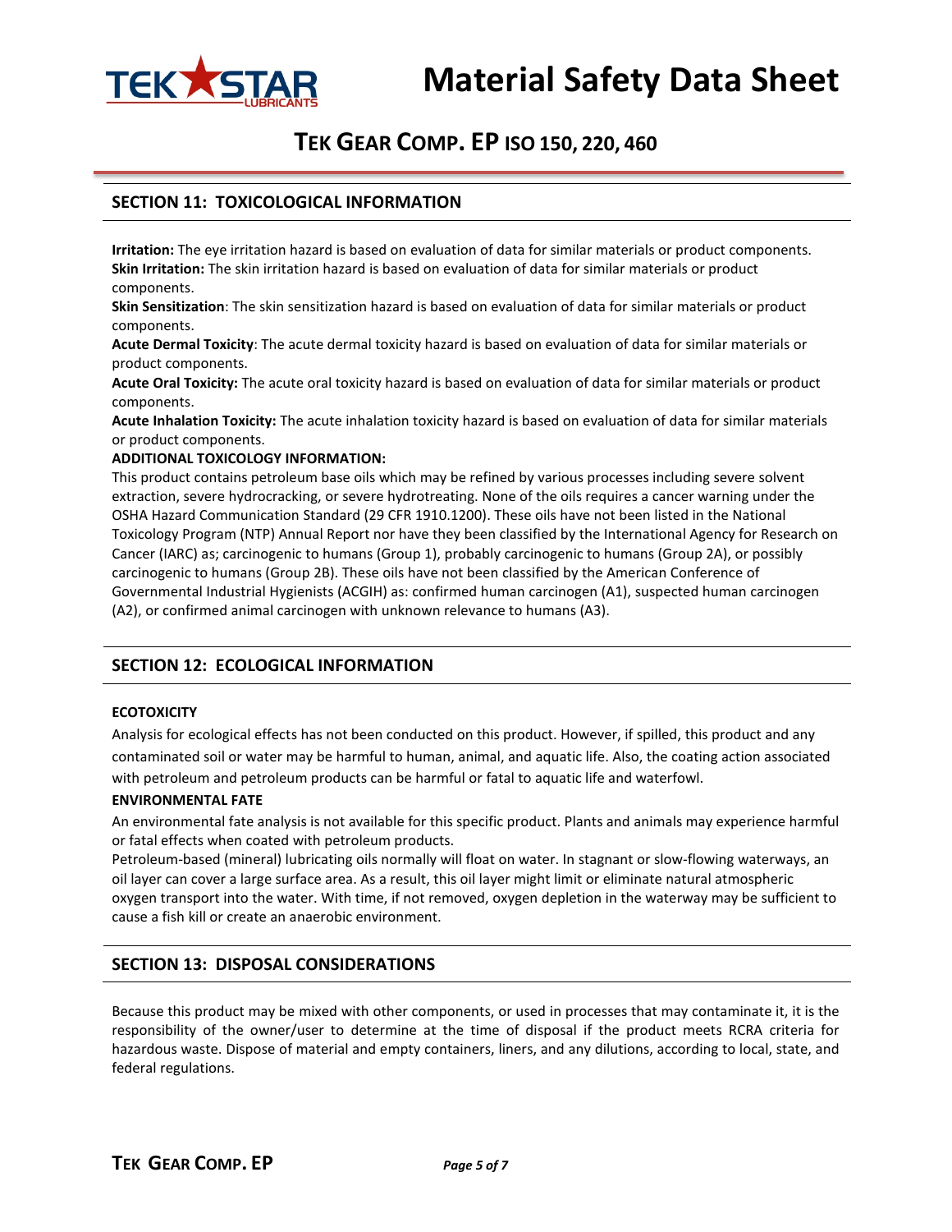## SECTION 11: TOXICOLOGICAL INFORMATION

**Irritation:** The eye irritation hazard is based on evaluation of data for similar materials or product components.
**Skin Irritation:** The skin irritation hazard is based on evaluation of data for similar materials or product components.
**Skin Sensitization**: The skin sensitization hazard is based on evaluation of data for similar materials or product components.
**Acute Dermal Toxicity**: The acute dermal toxicity hazard is based on evaluation of data for similar materials or product components.
**Acute Oral Toxicity:** The acute oral toxicity hazard is based on evaluation of data for similar materials or product components.
**Acute Inhalation Toxicity:** The acute inhalation toxicity hazard is based on evaluation of data for similar materials or product components.

**ADDITIONAL TOXICOLOGY INFORMATION:**
This product contains petroleum base oils which may be refined by various processes including severe solvent extraction, severe hydrocracking, or severe hydrotreating. None of the oils requires a cancer warning under the OSHA Hazard Communication Standard (29 CFR 1910.1200). These oils have not been listed in the National Toxicology Program (NTP) Annual Report nor have they been classified by the International Agency for Research on Cancer (IARC) as; carcinogenic to humans (Group 1), probably carcinogenic to humans (Group 2A), or possibly carcinogenic to humans (Group 2B). These oils have not been classified by the American Conference of Governmental Industrial Hygienists (ACGIH) as: confirmed human carcinogen (A1), suspected human carcinogen (A2), or confirmed animal carcinogen with unknown relevance to humans (A3).

## SECTION 12: ECOLOGICAL INFORMATION

**ECOTOXICITY**

Analysis for ecological effects has not been conducted on this product. However, if spilled, this product and any contaminated soil or water may be harmful to human, animal, and aquatic life. Also, the coating action associated with petroleum and petroleum products can be harmful or fatal to aquatic life and waterfowl.

**ENVIRONMENTAL FATE**

An environmental fate analysis is not available for this specific product. Plants and animals may experience harmful or fatal effects when coated with petroleum products.
Petroleum-based (mineral) lubricating oils normally will float on water. In stagnant or slow-flowing waterways, an oil layer can cover a large surface area. As a result, this oil layer might limit or eliminate natural atmospheric oxygen transport into the water. With time, if not removed, oxygen depletion in the waterway may be sufficient to cause a fish kill or create an anaerobic environment.

## SECTION 13: DISPOSAL CONSIDERATIONS

Because this product may be mixed with other components, or used in processes that may contaminate it, it is the responsibility of the owner/user to determine at the time of disposal if the product meets RCRA criteria for hazardous waste. Dispose of material and empty containers, liners, and any dilutions, according to local, state, and federal regulations.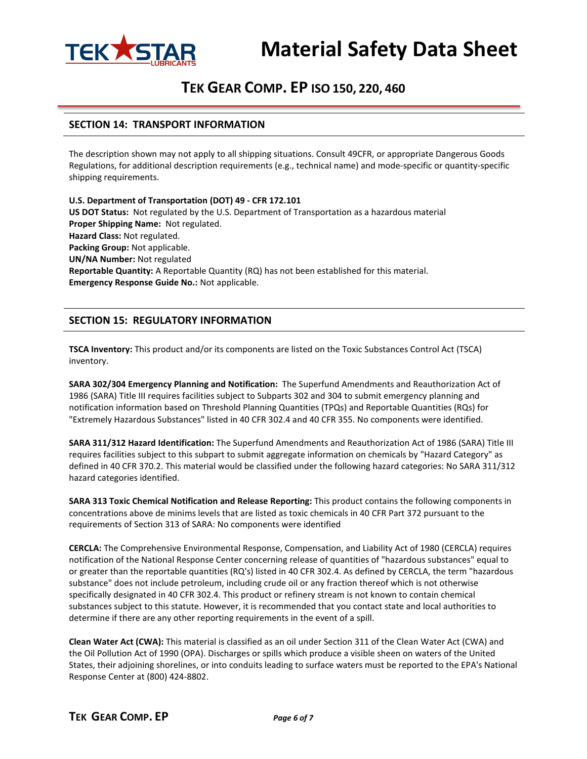## SECTION 14: TRANSPORT INFORMATION

The description shown may not apply to all shipping situations. Consult 49CFR, or appropriate Dangerous Goods Regulations, for additional description requirements (e.g., technical name) and mode-specific or quantity-specific shipping requirements.

**U.S. Department of Transportation (DOT) 49 - CFR 172.101**
**US DOT Status:** Not regulated by the U.S. Department of Transportation as a hazardous material
**Proper Shipping Name:** Not regulated.
**Hazard Class:** Not regulated.
**Packing Group:** Not applicable.
**UN/NA Number:** Not regulated
**Reportable Quantity:** A Reportable Quantity (RQ) has not been established for this material.
**Emergency Response Guide No.:** Not applicable.

## SECTION 15: REGULATORY INFORMATION

**TSCA Inventory:** This product and/or its components are listed on the Toxic Substances Control Act (TSCA) inventory.

**SARA 302/304 Emergency Planning and Notification:** The Superfund Amendments and Reauthorization Act of 1986 (SARA) Title III requires facilities subject to Subparts 302 and 304 to submit emergency planning and notification information based on Threshold Planning Quantities (TPQs) and Reportable Quantities (RQs) for "Extremely Hazardous Substances" listed in 40 CFR 302.4 and 40 CFR 355. No components were identified.

**SARA 311/312 Hazard Identification:** The Superfund Amendments and Reauthorization Act of 1986 (SARA) Title III requires facilities subject to this subpart to submit aggregate information on chemicals by "Hazard Category" as defined in 40 CFR 370.2. This material would be classified under the following hazard categories: No SARA 311/312 hazard categories identified.

**SARA 313 Toxic Chemical Notification and Release Reporting:** This product contains the following components in concentrations above de minims levels that are listed as toxic chemicals in 40 CFR Part 372 pursuant to the requirements of Section 313 of SARA: No components were identified

**CERCLA:** The Comprehensive Environmental Response, Compensation, and Liability Act of 1980 (CERCLA) requires notification of the National Response Center concerning release of quantities of "hazardous substances" equal to or greater than the reportable quantities (RQ's) listed in 40 CFR 302.4. As defined by CERCLA, the term "hazardous substance" does not include petroleum, including crude oil or any fraction thereof which is not otherwise specifically designated in 40 CFR 302.4. This product or refinery stream is not known to contain chemical substances subject to this statute. However, it is recommended that you contact state and local authorities to determine if there are any other reporting requirements in the event of a spill.

**Clean Water Act (CWA):** This material is classified as an oil under Section 311 of the Clean Water Act (CWA) and the Oil Pollution Act of 1990 (OPA). Discharges or spills which produce a visible sheen on waters of the United States, their adjoining shorelines, or into conduits leading to surface waters must be reported to the EPA's National Response Center at (800) 424-8802.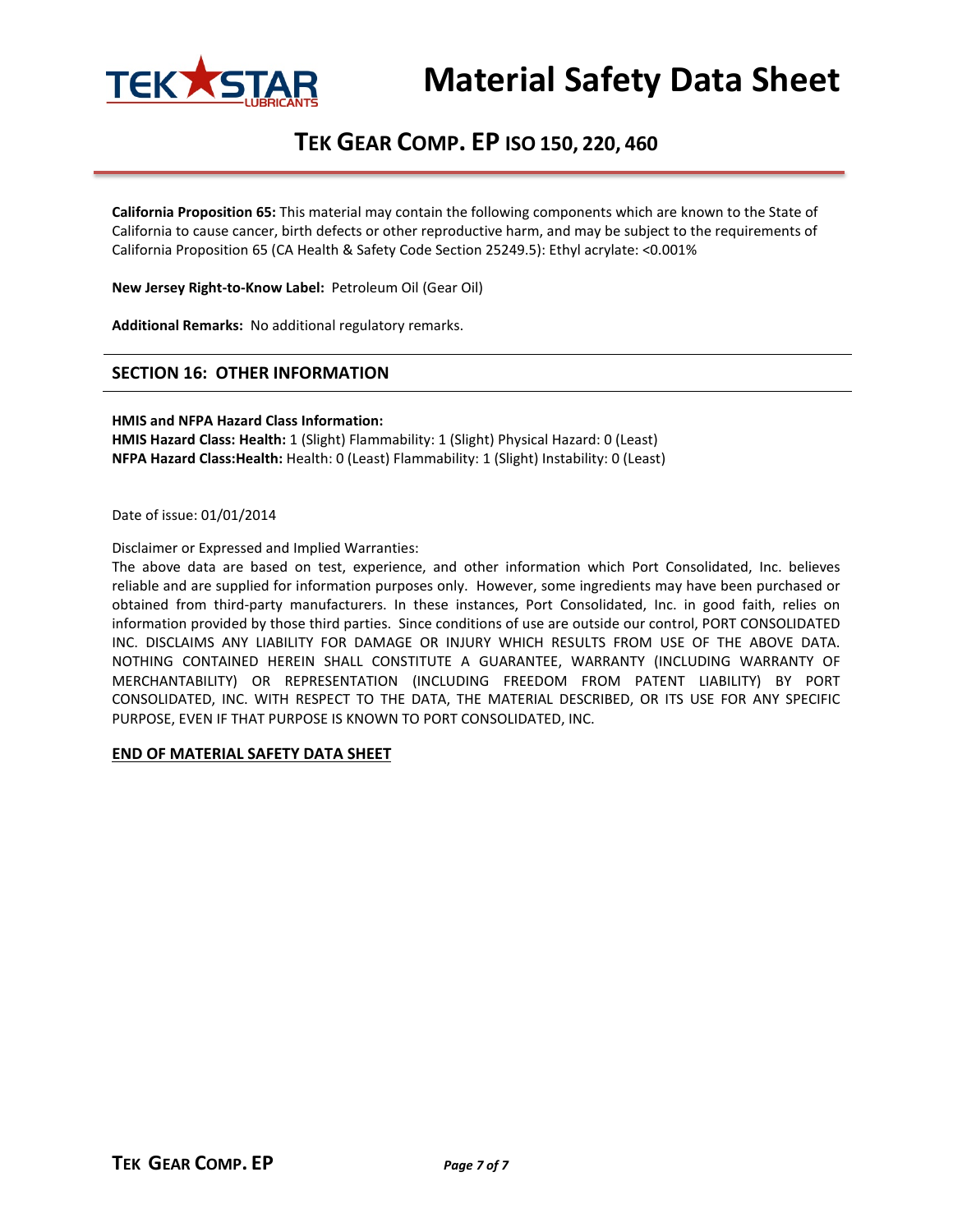**California Proposition 65:** This material may contain the following components which are known to the State of California to cause cancer, birth defects or other reproductive harm, and may be subject to the requirements of California Proposition 65 (CA Health & Safety Code Section 25249.5): Ethyl acrylate: <0.001%

**New Jersey Right-to-Know Label:** Petroleum Oil (Gear Oil)

**Additional Remarks:** No additional regulatory remarks.

## SECTION 16: OTHER INFORMATION

**HMIS and NFPA Hazard Class Information:**
**HMIS Hazard Class: Health:** 1 (Slight) Flammability: 1 (Slight) Physical Hazard: 0 (Least)
**NFPA Hazard Class:Health:** Health: 0 (Least) Flammability: 1 (Slight) Instability: 0 (Least)

Date of issue: 01/01/2014

Disclaimer or Expressed and Implied Warranties:
The above data are based on test, experience, and other information which Port Consolidated, Inc. believes reliable and are supplied for information purposes only. However, some ingredients may have been purchased or obtained from third-party manufacturers. In these instances, Port Consolidated, Inc. in good faith, relies on information provided by those third parties. Since conditions of use are outside our control, PORT CONSOLIDATED INC. DISCLAIMS ANY LIABILITY FOR DAMAGE OR INJURY WHICH RESULTS FROM USE OF THE ABOVE DATA. NOTHING CONTAINED HEREIN SHALL CONSTITUTE A GUARANTEE, WARRANTY (INCLUDING WARRANTY OF MERCHANTABILITY) OR REPRESENTATION (INCLUDING FREEDOM FROM PATENT LIABILITY) BY PORT CONSOLIDATED, INC. WITH RESPECT TO THE DATA, THE MATERIAL DESCRIBED, OR ITS USE FOR ANY SPECIFIC PURPOSE, EVEN IF THAT PURPOSE IS KNOWN TO PORT CONSOLIDATED, INC.

**END OF MATERIAL SAFETY DATA SHEET**